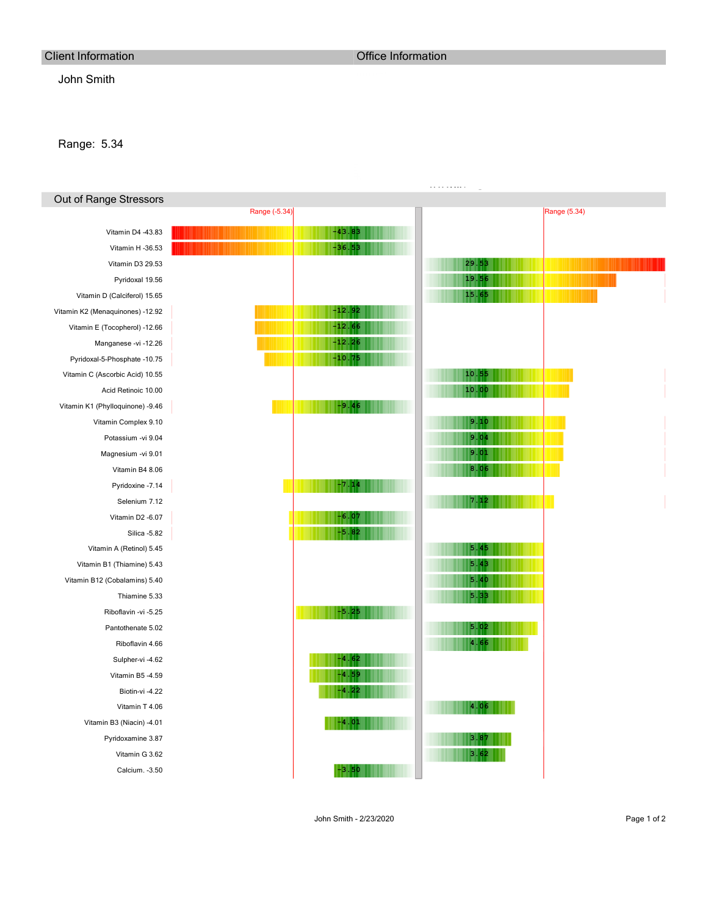| Client Information | Office Information |
|---|---|

John Smith

Range: 5.34

## Out of Range Stressors

Range (-5.34) | Range (5.34)

| Stressor | Value |
|---|---|
| Vitamin D4 | -43.83 |
| Vitamin H | -36.53 |
| Vitamin D3 | 29.53 |
| Pyridoxal | 19.56 |
| Vitamin D (Calciferol) | 15.65 |
| Vitamin K2 (Menaquinones) | -12.92 |
| Vitamin E (Tocopherol) | -12.66 |
| Manganese -vi | -12.26 |
| Pyridoxal-5-Phosphate | -10.75 |
| Vitamin C (Ascorbic Acid) | 10.55 |
| Acid Retinoic | 10.00 |
| Vitamin K1 (Phylloquinone) | -9.46 |
| Vitamin Complex | 9.10 |
| Potassium -vi | 9.04 |
| Magnesium -vi | 9.01 |
| Vitamin B4 | 8.06 |
| Pyridoxine | -7.14 |
| Selenium | 7.12 |
| Vitamin D2 | -6.07 |
| Silica | -5.82 |
| Vitamin A (Retinol) | 5.45 |
| Vitamin B1 (Thiamine) | 5.43 |
| Vitamin B12 (Cobalamins) | 5.40 |
| Thiamine | 5.33 |
| Riboflavin -vi | -5.25 |
| Pantothenate | 5.02 |
| Riboflavin | 4.66 |
| Sulpher-vi | -4.62 |
| Vitamin B5 | -4.59 |
| Biotin-vi | -4.22 |
| Vitamin T | 4.06 |
| Vitamin B3 (Niacin) | -4.01 |
| Pyridoxamine | 3.87 |
| Vitamin G | 3.62 |
| Calcium. | -3.50 |

John Smith - 2/23/2020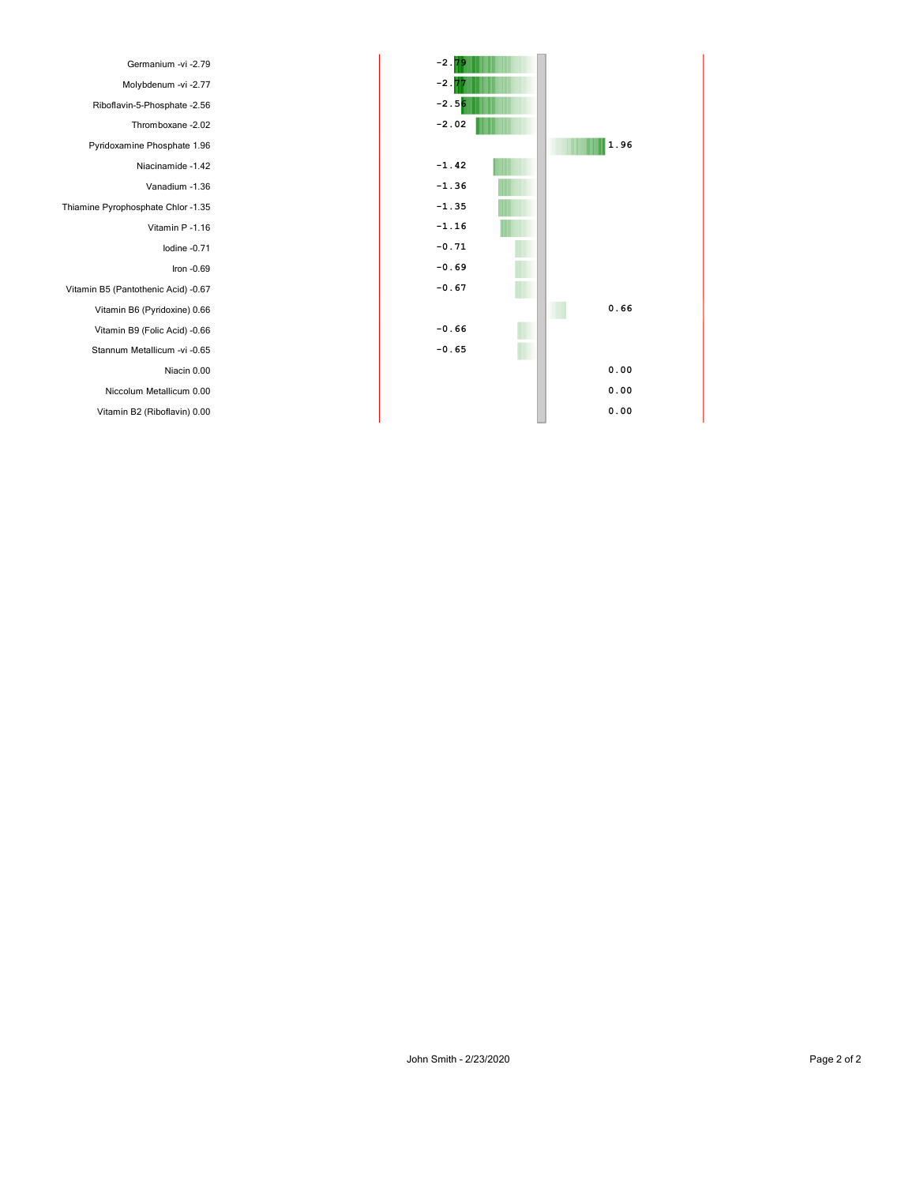Germanium -vi -2.79
Molybdenum -vi -2.77
Riboflavin-5-Phosphate -2.56
Thromboxane -2.02
Pyridoxamine Phosphate 1.96
Niacinamide -1.42
Vanadium -1.36
Thiamine Pyrophosphate Chlor -1.35
Vitamin P -1.16
Iodine -0.71
Iron -0.69
Vitamin B5 (Pantothenic Acid) -0.67
Vitamin B6 (Pyridoxine) 0.66
Vitamin B9 (Folic Acid) -0.66
Stannum Metallicum -vi -0.65
Niacin 0.00
Niccolum Metallicum 0.00
Vitamin B2 (Riboflavin) 0.00

-2.79
-2.77
-2.56
-2.02
1.96
-1.42
-1.36
-1.35
-1.16
-0.71
-0.69
-0.67
0.66
-0.66
-0.65
0.00
0.00
0.00

John Smith - 2/23/2020